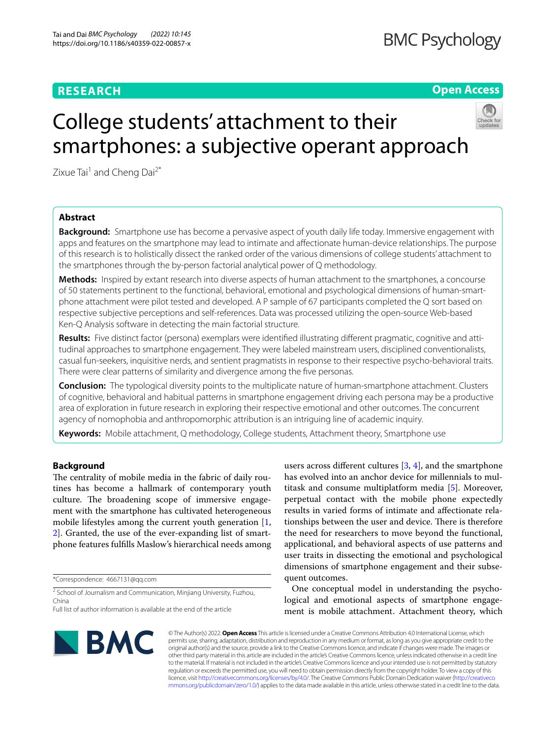**RESEARCH** **Open Access**

# College students' attachment to their smartphones: a subjective operant approach

Zixue Tai[1] and Cheng Dai[2*]

## Abstract

**Background:** Smartphone use has become a pervasive aspect of youth daily life today. Immersive engagement with apps and features on the smartphone may lead to intimate and affectionate human-device relationships. The purpose of this research is to holistically dissect the ranked order of the various dimensions of college students' attachment to the smartphones through the by-person factorial analytical power of Q methodology.

**Methods:** Inspired by extant research into diverse aspects of human attachment to the smartphones, a concourse of 50 statements pertinent to the functional, behavioral, emotional and psychological dimensions of human-smartphone attachment were pilot tested and developed. A P sample of 67 participants completed the Q sort based on respective subjective perceptions and self-references. Data was processed utilizing the open-source Web-based Ken-Q Analysis software in detecting the main factorial structure.

**Results:** Five distinct factor (persona) exemplars were identified illustrating different pragmatic, cognitive and attitudinal approaches to smartphone engagement. They were labeled mainstream users, disciplined conventionalists, casual fun-seekers, inquisitive nerds, and sentient pragmatists in response to their respective psycho-behavioral traits. There were clear patterns of similarity and divergence among the five personas.

**Conclusion:** The typological diversity points to the multiplicate nature of human-smartphone attachment. Clusters of cognitive, behavioral and habitual patterns in smartphone engagement driving each persona may be a productive area of exploration in future research in exploring their respective emotional and other outcomes. The concurrent agency of nomophobia and anthropomorphic attribution is an intriguing line of academic inquiry.

**Keywords:** Mobile attachment, Q methodology, College students, Attachment theory, Smartphone use

## Background

The centrality of mobile media in the fabric of daily routines has become a hallmark of contemporary youth culture. The broadening scope of immersive engagement with the smartphone has cultivated heterogeneous mobile lifestyles among the current youth generation [1, 2]. Granted, the use of the ever-expanding list of smartphone features fulfills Maslow's hierarchical needs among users across different cultures [3, 4], and the smartphone has evolved into an anchor device for millennials to multitask and consume multiplatform media [5]. Moreover, perpetual contact with the mobile phone expectedly results in varied forms of intimate and affectionate relationships between the user and device. There is therefore the need for researchers to move beyond the functional, applicational, and behavioral aspects of use patterns and user traits in dissecting the emotional and psychological dimensions of smartphone engagement and their subsequent outcomes.

One conceptual model in understanding the psychological and emotional aspects of smartphone engagement is mobile attachment. Attachment theory, which

*Correspondence: 4667131@qq.com

[2] School of Journalism and Communication, Minjiang University, Fuzhou, China

Full list of author information is available at the end of the article

© The Author(s) 2022. **Open Access** This article is licensed under a Creative Commons Attribution 4.0 International License, which permits use, sharing, adaptation, distribution and reproduction in any medium or format, as long as you give appropriate credit to the original author(s) and the source, provide a link to the Creative Commons licence, and indicate if changes were made. The images or other third party material in this article are included in the article's Creative Commons licence, unless indicated otherwise in a credit line to the material. If material is not included in the article's Creative Commons licence and your intended use is not permitted by statutory regulation or exceeds the permitted use, you will need to obtain permission directly from the copyright holder. To view a copy of this licence, visit http://creativecommons.org/licenses/by/4.0/. The Creative Commons Public Domain Dedication waiver (http://creativecommons.org/publicdomain/zero/1.0/) applies to the data made available in this article, unless otherwise stated in a credit line to the data.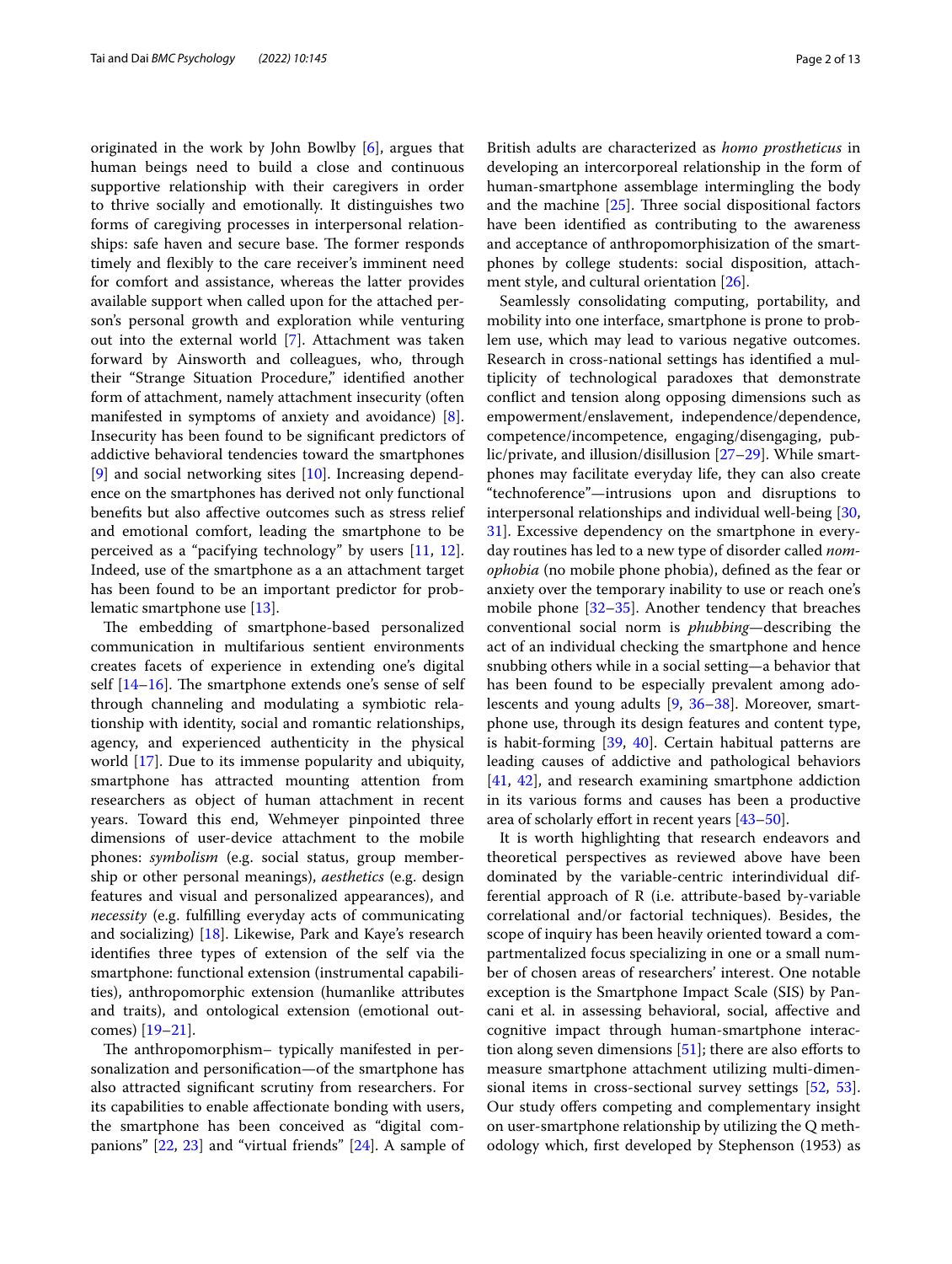originated in the work by John Bowlby [6], argues that human beings need to build a close and continuous supportive relationship with their caregivers in order to thrive socially and emotionally. It distinguishes two forms of caregiving processes in interpersonal relationships: safe haven and secure base. The former responds timely and flexibly to the care receiver's imminent need for comfort and assistance, whereas the latter provides available support when called upon for the attached person's personal growth and exploration while venturing out into the external world [7]. Attachment was taken forward by Ainsworth and colleagues, who, through their "Strange Situation Procedure," identified another form of attachment, namely attachment insecurity (often manifested in symptoms of anxiety and avoidance) [8]. Insecurity has been found to be significant predictors of addictive behavioral tendencies toward the smartphones [9] and social networking sites [10]. Increasing dependence on the smartphones has derived not only functional benefits but also affective outcomes such as stress relief and emotional comfort, leading the smartphone to be perceived as a "pacifying technology" by users [11, 12]. Indeed, use of the smartphone as a an attachment target has been found to be an important predictor for problematic smartphone use [13].

The embedding of smartphone-based personalized communication in multifarious sentient environments creates facets of experience in extending one's digital self [14–16]. The smartphone extends one's sense of self through channeling and modulating a symbiotic relationship with identity, social and romantic relationships, agency, and experienced authenticity in the physical world [17]. Due to its immense popularity and ubiquity, smartphone has attracted mounting attention from researchers as object of human attachment in recent years. Toward this end, Wehmeyer pinpointed three dimensions of user-device attachment to the mobile phones: *symbolism* (e.g. social status, group membership or other personal meanings), *aesthetics* (e.g. design features and visual and personalized appearances), and *necessity* (e.g. fulfilling everyday acts of communicating and socializing) [18]. Likewise, Park and Kaye's research identifies three types of extension of the self via the smartphone: functional extension (instrumental capabilities), anthropomorphic extension (humanlike attributes and traits), and ontological extension (emotional outcomes) [19–21].

The anthropomorphism– typically manifested in personalization and personification—of the smartphone has also attracted significant scrutiny from researchers. For its capabilities to enable affectionate bonding with users, the smartphone has been conceived as "digital companions" [22, 23] and "virtual friends" [24]. A sample of British adults are characterized as *homo prostheticus* in developing an intercorporeal relationship in the form of human-smartphone assemblage intermingling the body and the machine [25]. Three social dispositional factors have been identified as contributing to the awareness and acceptance of anthropomorphization of the smartphones by college students: social disposition, attachment style, and cultural orientation [26].

Seamlessly consolidating computing, portability, and mobility into one interface, smartphone is prone to problem use, which may lead to various negative outcomes. Research in cross-national settings has identified a multiplicity of technological paradoxes that demonstrate conflict and tension along opposing dimensions such as empowerment/enslavement, independence/dependence, competence/incompetence, engaging/disengaging, public/private, and illusion/disillusion [27–29]. While smartphones may facilitate everyday life, they can also create "technoference"—intrusions upon and disruptions to interpersonal relationships and individual well-being [30, 31]. Excessive dependency on the smartphone in everyday routines has led to a new type of disorder called *nomophobia* (no mobile phone phobia), defined as the fear or anxiety over the temporary inability to use or reach one's mobile phone [32–35]. Another tendency that breaches conventional social norm is *phubbing*—describing the act of an individual checking the smartphone and hence snubbing others while in a social setting—a behavior that has been found to be especially prevalent among adolescents and young adults [9, 36–38]. Moreover, smartphone use, through its design features and content type, is habit-forming [39, 40]. Certain habitual patterns are leading causes of addictive and pathological behaviors [41, 42], and research examining smartphone addiction in its various forms and causes has been a productive area of scholarly effort in recent years [43–50].

It is worth highlighting that research endeavors and theoretical perspectives as reviewed above have been dominated by the variable-centric interindividual differential approach of R (i.e. attribute-based by-variable correlational and/or factorial techniques). Besides, the scope of inquiry has been heavily oriented toward a compartmentalized focus specializing in one or a small number of chosen areas of researchers' interest. One notable exception is the Smartphone Impact Scale (SIS) by Pancani et al. in assessing behavioral, social, affective and cognitive impact through human-smartphone interaction along seven dimensions [51]; there are also efforts to measure smartphone attachment utilizing multi-dimensional items in cross-sectional survey settings [52, 53]. Our study offers competing and complementary insight on user-smartphone relationship by utilizing the Q methodology which, first developed by Stephenson (1953) as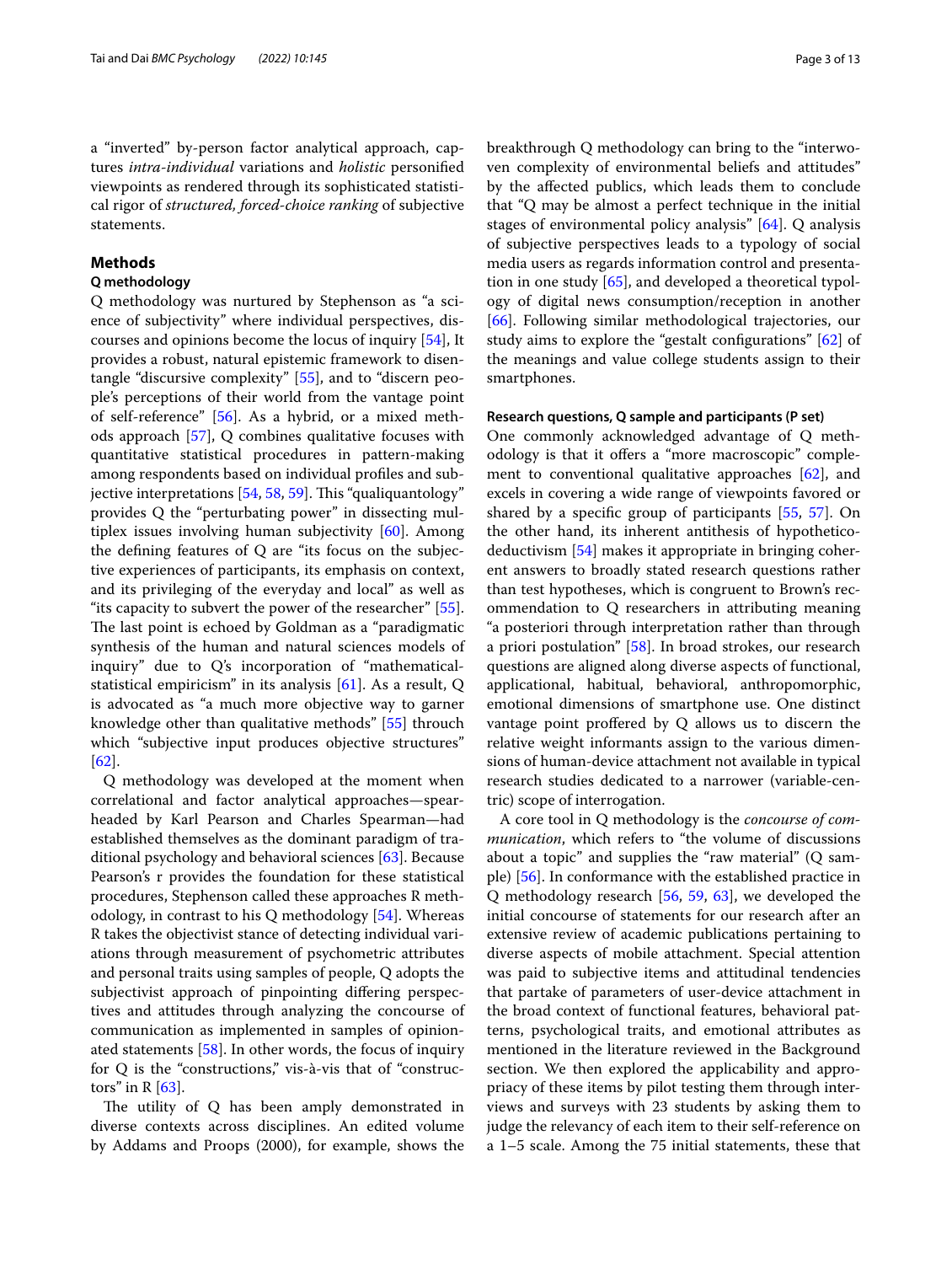a "inverted" by-person factor analytical approach, captures *intra-individual* variations and *holistic* personified viewpoints as rendered through its sophisticated statistical rigor of *structured, forced-choice ranking* of subjective statements.

## Methods

### Q methodology

Q methodology was nurtured by Stephenson as "a science of subjectivity" where individual perspectives, discourses and opinions become the locus of inquiry [54], It provides a robust, natural epistemic framework to disentangle "discursive complexity" [55], and to "discern people's perceptions of their world from the vantage point of self-reference" [56]. As a hybrid, or a mixed methods approach [57], Q combines qualitative focuses with quantitative statistical procedures in pattern-making among respondents based on individual profiles and subjective interpretations [54, 58, 59]. This "qualiquantology" provides Q the "perturbating power" in dissecting multiplex issues involving human subjectivity [60]. Among the defining features of Q are "its focus on the subjective experiences of participants, its emphasis on context, and its privileging of the everyday and local" as well as "its capacity to subvert the power of the researcher" [55]. The last point is echoed by Goldman as a "paradigmatic synthesis of the human and natural sciences models of inquiry" due to Q's incorporation of "mathematical-statistical empiricism" in its analysis [61]. As a result, Q is advocated as "a much more objective way to garner knowledge other than qualitative methods" [55] throuch which "subjective input produces objective structures" [62].

Q methodology was developed at the moment when correlational and factor analytical approaches—spearheaded by Karl Pearson and Charles Spearman—had established themselves as the dominant paradigm of traditional psychology and behavioral sciences [63]. Because Pearson's r provides the foundation for these statistical procedures, Stephenson called these approaches R methodology, in contrast to his Q methodology [54]. Whereas R takes the objectivist stance of detecting individual variations through measurement of psychometric attributes and personal traits using samples of people, Q adopts the subjectivist approach of pinpointing differing perspectives and attitudes through analyzing the concourse of communication as implemented in samples of opinionated statements [58]. In other words, the focus of inquiry for Q is the "constructions," vis-à-vis that of "constructors" in R [63].

The utility of Q has been amply demonstrated in diverse contexts across disciplines. An edited volume by Addams and Proops (2000), for example, shows the breakthrough Q methodology can bring to the "interwoven complexity of environmental beliefs and attitudes" by the affected publics, which leads them to conclude that "Q may be almost a perfect technique in the initial stages of environmental policy analysis" [64]. Q analysis of subjective perspectives leads to a typology of social media users as regards information control and presentation in one study [65], and developed a theoretical typology of digital news consumption/reception in another [66]. Following similar methodological trajectories, our study aims to explore the "gestalt configurations" [62] of the meanings and value college students assign to their smartphones.

### Research questions, Q sample and participants (P set)

One commonly acknowledged advantage of Q methodology is that it offers a "more macroscopic" complement to conventional qualitative approaches [62], and excels in covering a wide range of viewpoints favored or shared by a specific group of participants [55, 57]. On the other hand, its inherent antithesis of hypothetico-deductivism [54] makes it appropriate in bringing coherent answers to broadly stated research questions rather than test hypotheses, which is congruent to Brown's recommendation to Q researchers in attributing meaning "a posteriori through interpretation rather than through a priori postulation" [58]. In broad strokes, our research questions are aligned along diverse aspects of functional, applicational, habitual, behavioral, anthropomorphic, emotional dimensions of smartphone use. One distinct vantage point proffered by Q allows us to discern the relative weight informants assign to the various dimensions of human-device attachment not available in typical research studies dedicated to a narrower (variable-centric) scope of interrogation.

A core tool in Q methodology is the *concourse of communication*, which refers to "the volume of discussions about a topic" and supplies the "raw material" (Q sample) [56]. In conformance with the established practice in Q methodology research [56, 59, 63], we developed the initial concourse of statements for our research after an extensive review of academic publications pertaining to diverse aspects of mobile attachment. Special attention was paid to subjective items and attitudinal tendencies that partake of parameters of user-device attachment in the broad context of functional features, behavioral patterns, psychological traits, and emotional attributes as mentioned in the literature reviewed in the Background section. We then explored the applicability and appropriacy of these items by pilot testing them through interviews and surveys with 23 students by asking them to judge the relevancy of each item to their self-reference on a 1–5 scale. Among the 75 initial statements, these that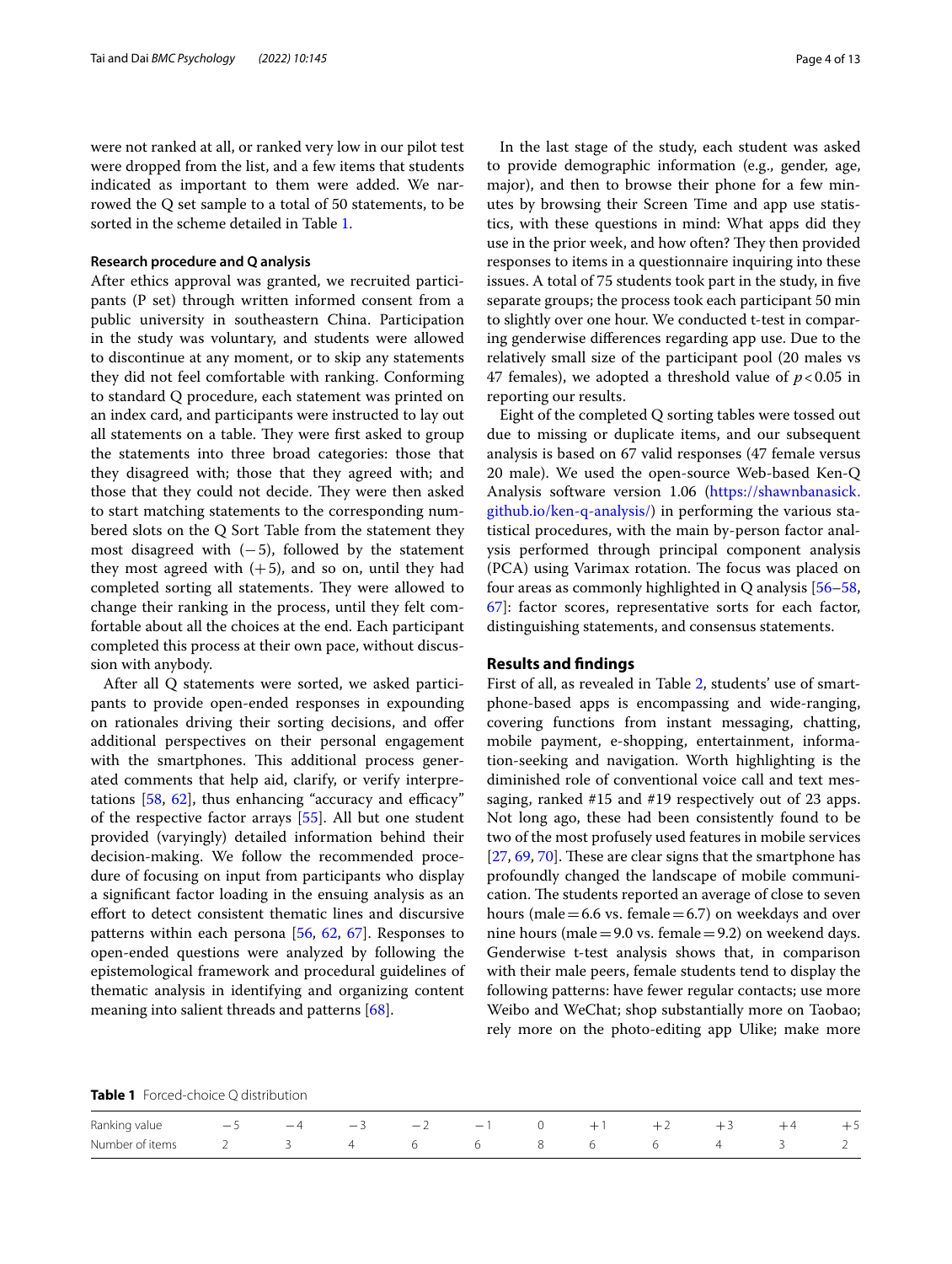were not ranked at all, or ranked very low in our pilot test were dropped from the list, and a few items that students indicated as important to them were added. We narrowed the Q set sample to a total of 50 statements, to be sorted in the scheme detailed in Table 1.

#### Research procedure and Q analysis

After ethics approval was granted, we recruited participants (P set) through written informed consent from a public university in southeastern China. Participation in the study was voluntary, and students were allowed to discontinue at any moment, or to skip any statements they did not feel comfortable with ranking. Conforming to standard Q procedure, each statement was printed on an index card, and participants were instructed to lay out all statements on a table. They were first asked to group the statements into three broad categories: those that they disagreed with; those that they agreed with; and those that they could not decide. They were then asked to start matching statements to the corresponding numbered slots on the Q Sort Table from the statement they most disagreed with (−5), followed by the statement they most agreed with (+5), and so on, until they had completed sorting all statements. They were allowed to change their ranking in the process, until they felt comfortable about all the choices at the end. Each participant completed this process at their own pace, without discussion with anybody.

After all Q statements were sorted, we asked participants to provide open-ended responses in expounding on rationales driving their sorting decisions, and offer additional perspectives on their personal engagement with the smartphones. This additional process generated comments that help aid, clarify, or verify interpretations [58, 62], thus enhancing "accuracy and efficacy" of the respective factor arrays [55]. All but one student provided (varyingly) detailed information behind their decision-making. We follow the recommended procedure of focusing on input from participants who display a significant factor loading in the ensuing analysis as an effort to detect consistent thematic lines and discursive patterns within each persona [56, 62, 67]. Responses to open-ended questions were analyzed by following the epistemological framework and procedural guidelines of thematic analysis in identifying and organizing content meaning into salient threads and patterns [68].

In the last stage of the study, each student was asked to provide demographic information (e.g., gender, age, major), and then to browse their phone for a few minutes by browsing their Screen Time and app use statistics, with these questions in mind: What apps did they use in the prior week, and how often? They then provided responses to items in a questionnaire inquiring into these issues. A total of 75 students took part in the study, in five separate groups; the process took each participant 50 min to slightly over one hour. We conducted t-test in comparing genderwise differences regarding app use. Due to the relatively small size of the participant pool (20 males vs 47 females), we adopted a threshold value of $p < 0.05$ in reporting our results.

Eight of the completed Q sorting tables were tossed out due to missing or duplicate items, and our subsequent analysis is based on 67 valid responses (47 female versus 20 male). We used the open-source Web-based Ken-Q Analysis software version 1.06 (https://shawnbanasick.github.io/ken-q-analysis/) in performing the various statistical procedures, with the main by-person factor analysis performed through principal component analysis (PCA) using Varimax rotation. The focus was placed on four areas as commonly highlighted in Q analysis [56–58, 67]: factor scores, representative sorts for each factor, distinguishing statements, and consensus statements.

## Results and findings

First of all, as revealed in Table 2, students' use of smartphone-based apps is encompassing and wide-ranging, covering functions from instant messaging, chatting, mobile payment, e-shopping, entertainment, information-seeking and navigation. Worth highlighting is the diminished role of conventional voice call and text messaging, ranked #15 and #19 respectively out of 23 apps. Not long ago, these had been consistently found to be two of the most profusely used features in mobile services [27, 69, 70]. These are clear signs that the smartphone has profoundly changed the landscape of mobile communication. The students reported an average of close to seven hours (male = 6.6 vs. female = 6.7) on weekdays and over nine hours (male = 9.0 vs. female = 9.2) on weekend days. Genderwise t-test analysis shows that, in comparison with their male peers, female students tend to display the following patterns: have fewer regular contacts; use more Weibo and WeChat; shop substantially more on Taobao; rely more on the photo-editing app Ulike; make more

**Table 1** Forced-choice Q distribution

| Ranking value | −5 | −4 | −3 | −2 | −1 | 0 | +1 | +2 | +3 | +4 | +5 |
|---|---|---|---|---|---|---|---|---|---|---|---|
| Number of items | 2 | 3 | 4 | 6 | 6 | 8 | 6 | 6 | 4 | 3 | 2 |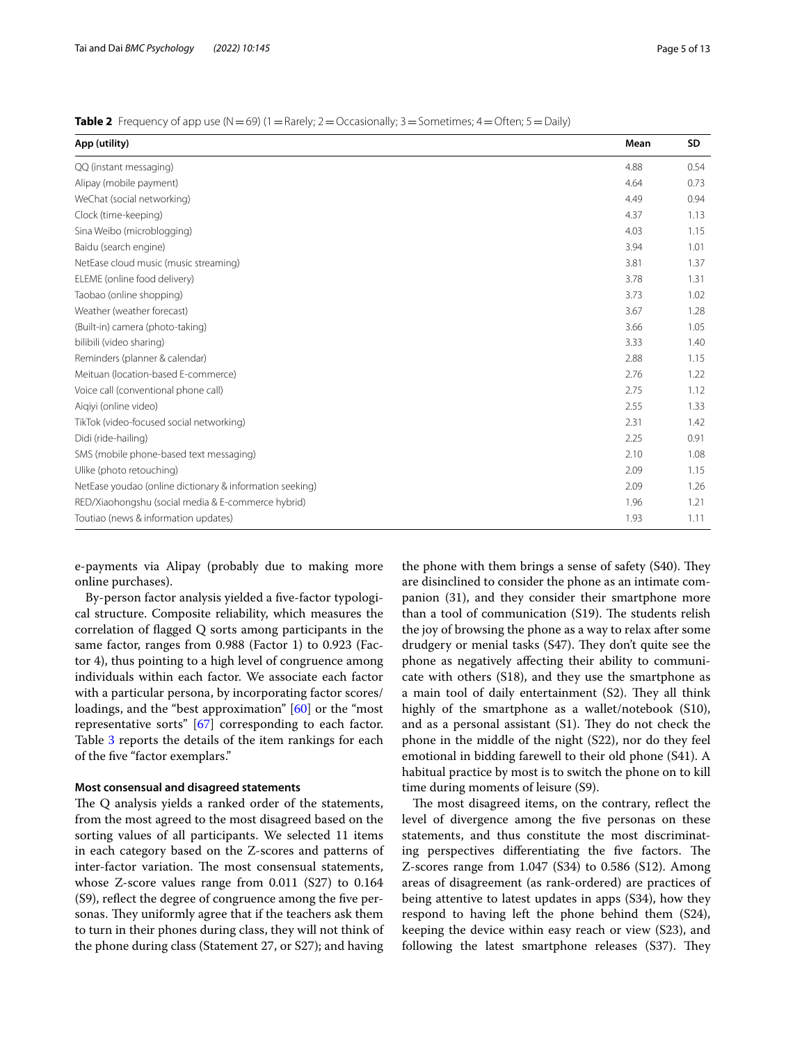**Table 2** Frequency of app use (N = 69) (1 = Rarely; 2 = Occasionally; 3 = Sometimes; 4 = Often; 5 = Daily)

| App (utility) | Mean | SD |
|---|---|---|
| QQ (instant messaging) | 4.88 | 0.54 |
| Alipay (mobile payment) | 4.64 | 0.73 |
| WeChat (social networking) | 4.49 | 0.94 |
| Clock (time-keeping) | 4.37 | 1.13 |
| Sina Weibo (microblogging) | 4.03 | 1.15 |
| Baidu (search engine) | 3.94 | 1.01 |
| NetEase cloud music (music streaming) | 3.81 | 1.37 |
| ELEME (online food delivery) | 3.78 | 1.31 |
| Taobao (online shopping) | 3.73 | 1.02 |
| Weather (weather forecast) | 3.67 | 1.28 |
| (Built-in) camera (photo-taking) | 3.66 | 1.05 |
| bilibili (video sharing) | 3.33 | 1.40 |
| Reminders (planner & calendar) | 2.88 | 1.15 |
| Meituan (location-based E-commerce) | 2.76 | 1.22 |
| Voice call (conventional phone call) | 2.75 | 1.12 |
| Aiqiyi (online video) | 2.55 | 1.33 |
| TikTok (video-focused social networking) | 2.31 | 1.42 |
| Didi (ride-hailing) | 2.25 | 0.91 |
| SMS (mobile phone-based text messaging) | 2.10 | 1.08 |
| Ulike (photo retouching) | 2.09 | 1.15 |
| NetEase youdao (online dictionary & information seeking) | 2.09 | 1.26 |
| RED/Xiaohongshu (social media & E-commerce hybrid) | 1.96 | 1.21 |
| Toutiao (news & information updates) | 1.93 | 1.11 |

e-payments via Alipay (probably due to making more online purchases).

By-person factor analysis yielded a five-factor typological structure. Composite reliability, which measures the correlation of flagged Q sorts among participants in the same factor, ranges from 0.988 (Factor 1) to 0.923 (Factor 4), thus pointing to a high level of congruence among individuals within each factor. We associate each factor with a particular persona, by incorporating factor scores/loadings, and the "best approximation" [60] or the "most representative sorts" [67] corresponding to each factor. Table 3 reports the details of the item rankings for each of the five "factor exemplars."

### Most consensual and disagreed statements

The Q analysis yields a ranked order of the statements, from the most agreed to the most disagreed based on the sorting values of all participants. We selected 11 items in each category based on the Z-scores and patterns of inter-factor variation. The most consensual statements, whose Z-score values range from 0.011 (S27) to 0.164 (S9), reflect the degree of congruence among the five personas. They uniformly agree that if the teachers ask them to turn in their phones during class, they will not think of the phone during class (Statement 27, or S27); and having the phone with them brings a sense of safety (S40). They are disinclined to consider the phone as an intimate companion (31), and they consider their smartphone more than a tool of communication (S19). The students relish the joy of browsing the phone as a way to relax after some drudgery or menial tasks (S47). They don't quite see the phone as negatively affecting their ability to communicate with others (S18), and they use the smartphone as a main tool of daily entertainment (S2). They all think highly of the smartphone as a wallet/notebook (S10), and as a personal assistant (S1). They do not check the phone in the middle of the night (S22), nor do they feel emotional in bidding farewell to their old phone (S41). A habitual practice by most is to switch the phone on to kill time during moments of leisure (S9).

The most disagreed items, on the contrary, reflect the level of divergence among the five personas on these statements, and thus constitute the most discriminating perspectives differentiating the five factors. The Z-scores range from 1.047 (S34) to 0.586 (S12). Among areas of disagreement (as rank-ordered) are practices of being attentive to latest updates in apps (S34), how they respond to having left the phone behind them (S24), keeping the device within easy reach or view (S23), and following the latest smartphone releases (S37). They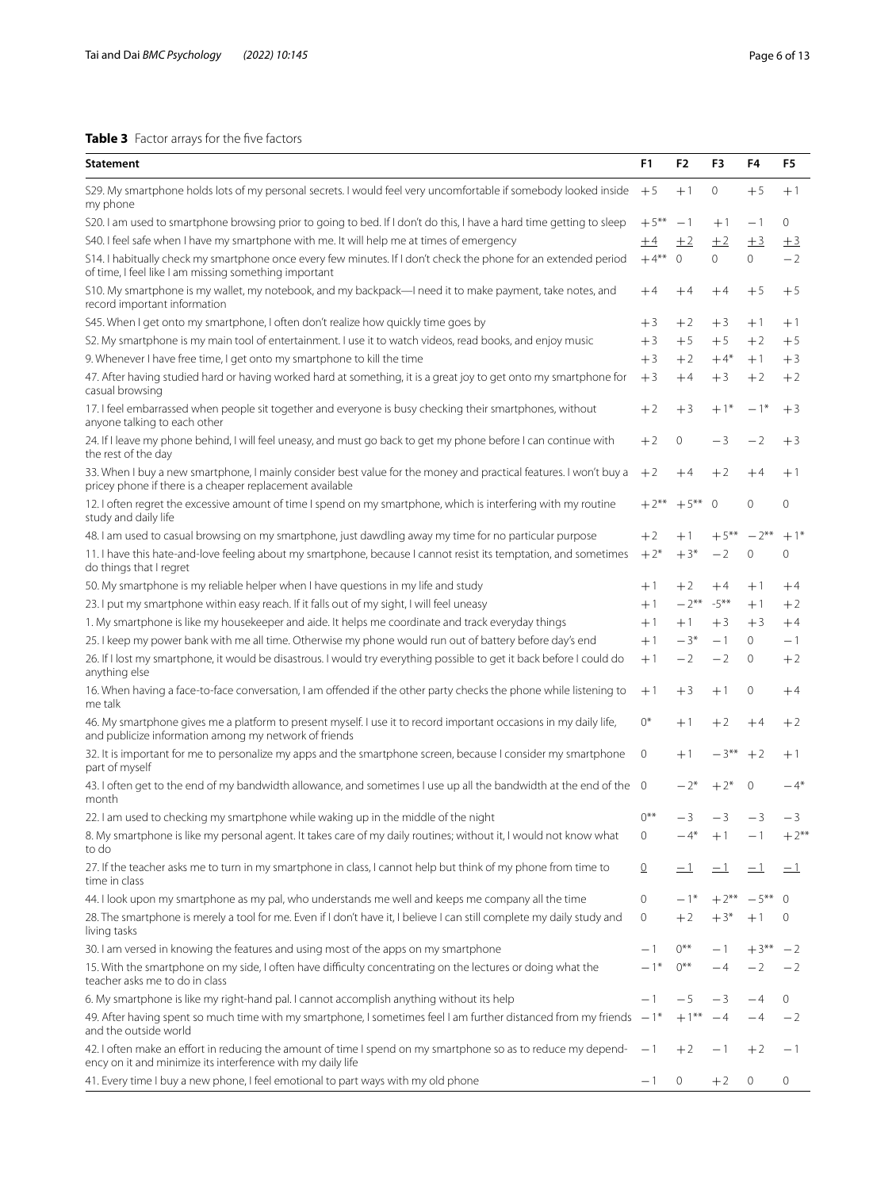**Table 3** Factor arrays for the five factors

| Statement | F1 | F2 | F3 | F4 | F5 |
|---|---|---|---|---|---|
| S29. My smartphone holds lots of my personal secrets. I would feel very uncomfortable if somebody looked inside my phone | +5 | +1 | 0 | +5 | +1 |
| S20. I am used to smartphone browsing prior to going to bed. If I don't do this, I have a hard time getting to sleep | +5** | −1 | +1 | −1 | 0 |
| S40. I feel safe when I have my smartphone with me. It will help me at times of emergency | +4 | +2 | +2 | +3 | +3 |
| S14. I habitually check my smartphone once every few minutes. If I don't check the phone for an extended period of time, I feel like I am missing something important | +4** | 0 | 0 | 0 | −2 |
| S10. My smartphone is my wallet, my notebook, and my backpack—I need it to make payment, take notes, and record important information | +4 | +4 | +4 | +5 | +5 |
| S45. When I get onto my smartphone, I often don't realize how quickly time goes by | +3 | +2 | +3 | +1 | +1 |
| S2. My smartphone is my main tool of entertainment. I use it to watch videos, read books, and enjoy music | +3 | +5 | +5 | +2 | +5 |
| 9. Whenever I have free time, I get onto my smartphone to kill the time | +3 | +2 | +4* | +1 | +3 |
| 47. After having studied hard or having worked hard at something, it is a great joy to get onto my smartphone for casual browsing | +3 | +4 | +3 | +2 | +2 |
| 17. I feel embarrassed when people sit together and everyone is busy checking their smartphones, without anyone talking to each other | +2 | +3 | +1* | −1* | +3 |
| 24. If I leave my phone behind, I will feel uneasy, and must go back to get my phone before I can continue with the rest of the day | +2 | 0 | −3 | −2 | +3 |
| 33. When I buy a new smartphone, I mainly consider best value for the money and practical features. I won't buy a pricey phone if there is a cheaper replacement available | +2 | +4 | +2 | +4 | +1 |
| 12. I often regret the excessive amount of time I spend on my smartphone, which is interfering with my routine study and daily life | +2** | +5** | 0 | 0 | 0 |
| 48. I am used to casual browsing on my smartphone, just dawdling away my time for no particular purpose | +2 | +1 | +5** | −2** | +1* |
| 11. I have this hate-and-love feeling about my smartphone, because I cannot resist its temptation, and sometimes do things that I regret | +2* | +3* | −2 | 0 | 0 |
| 50. My smartphone is my reliable helper when I have questions in my life and study | +1 | +2 | +4 | +1 | +4 |
| 23. I put my smartphone within easy reach. If it falls out of my sight, I will feel uneasy | +1 | −2** | -5** | +1 | +2 |
| 1. My smartphone is like my housekeeper and aide. It helps me coordinate and track everyday things | +1 | +1 | +3 | +3 | +4 |
| 25. I keep my power bank with me all time. Otherwise my phone would run out of battery before day's end | +1 | −3* | −1 | 0 | −1 |
| 26. If I lost my smartphone, it would be disastrous. I would try everything possible to get it back before I could do anything else | +1 | −2 | −2 | 0 | +2 |
| 16. When having a face-to-face conversation, I am offended if the other party checks the phone while listening to me talk | +1 | +3 | +1 | 0 | +4 |
| 46. My smartphone gives me a platform to present myself. I use it to record important occasions in my daily life, and publicize information among my network of friends | 0* | +1 | +2 | +4 | +2 |
| 32. It is important for me to personalize my apps and the smartphone screen, because I consider my smartphone part of myself | 0 | +1 | −3** | +2 | +1 |
| 43. I often get to the end of my bandwidth allowance, and sometimes I use up all the bandwidth at the end of the month | 0 | −2* | +2* | 0 | −4* |
| 22. I am used to checking my smartphone while waking up in the middle of the night | 0** | −3 | −3 | −3 | −3 |
| 8. My smartphone is like my personal agent. It takes care of my daily routines; without it, I would not know what to do | 0 | −4* | +1 | −1 | +2** |
| 27. If the teacher asks me to turn in my smartphone in class, I cannot help but think of my phone from time to time in class | 0 | −1 | −1 | −1 | −1 |
| 44. I look upon my smartphone as my pal, who understands me well and keeps me company all the time | 0 | −1* | +2** | −5** | 0 |
| 28. The smartphone is merely a tool for me. Even if I don't have it, I believe I can still complete my daily study and living tasks | 0 | +2 | +3* | +1 | 0 |
| 30. I am versed in knowing the features and using most of the apps on my smartphone | −1 | 0** | −1 | +3** | −2 |
| 15. With the smartphone on my side, I often have difficulty concentrating on the lectures or doing what the teacher asks me to do in class | −1* | 0** | −4 | −2 | −2 |
| 6. My smartphone is like my right-hand pal. I cannot accomplish anything without its help | −1 | −5 | −3 | −4 | 0 |
| 49. After having spent so much time with my smartphone, I sometimes feel I am further distanced from my friends and the outside world | −1* | +1** | −4 | −4 | −2 |
| 42. I often make an effort in reducing the amount of time I spend on my smartphone so as to reduce my dependency on it and minimize its interference with my daily life | −1 | +2 | −1 | +2 | −1 |
| 41. Every time I buy a new phone, I feel emotional to part ways with my old phone | −1 | 0 | +2 | 0 | 0 |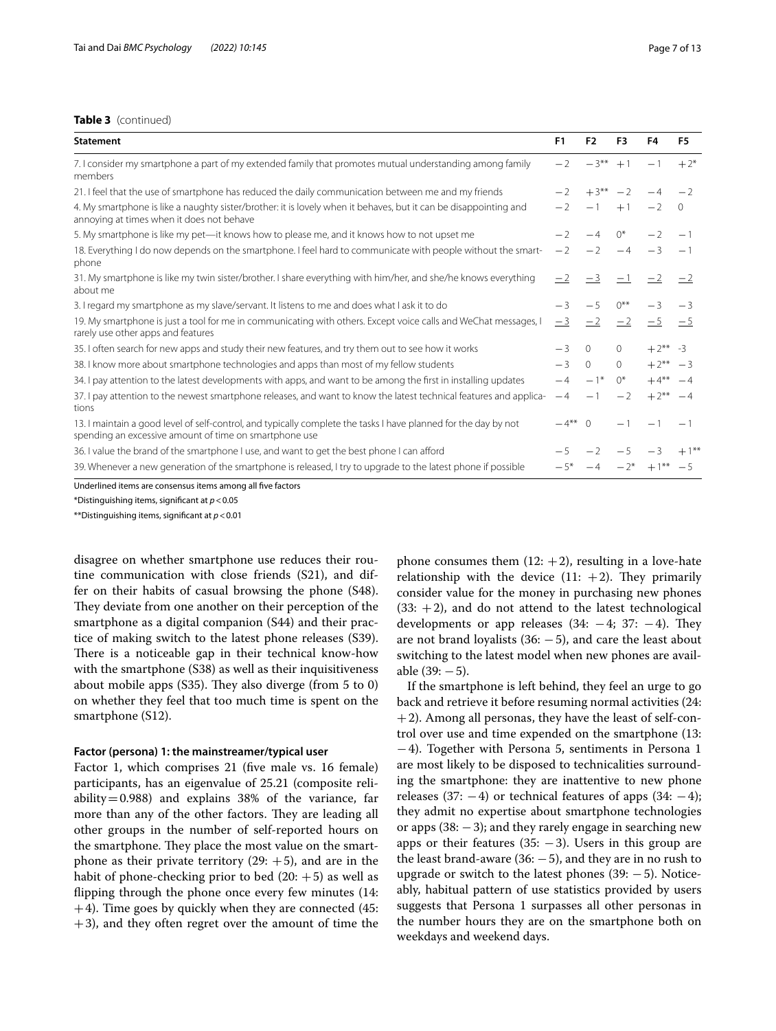**Table 3** (continued)

| Statement | F1 | F2 | F3 | F4 | F5 |
|---|---|---|---|---|---|
| 7. I consider my smartphone a part of my extended family that promotes mutual understanding among family members | −2 | −3** | +1 | −1 | +2* |
| 21. I feel that the use of smartphone has reduced the daily communication between me and my friends | −2 | +3** | −2 | −4 | −2 |
| 4. My smartphone is like a naughty sister/brother: it is lovely when it behaves, but it can be disappointing and annoying at times when it does not behave | −2 | −1 | +1 | −2 | 0 |
| 5. My smartphone is like my pet—it knows how to please me, and it knows how to not upset me | −2 | −4 | 0* | −2 | −1 |
| 18. Everything I do now depends on the smartphone. I feel hard to communicate with people without the smartphone | −2 | −2 | −4 | −3 | −1 |
| 31. My smartphone is like my twin sister/brother. I share everything with him/her, and she/he knows everything about me | <u>−2</u> | <u>−3</u> | <u>−1</u> | <u>−2</u> | <u>−2</u> |
| 3. I regard my smartphone as my slave/servant. It listens to me and does what I ask it to do | −3 | −5 | 0** | −3 | −3 |
| 19. My smartphone is just a tool for me in communicating with others. Except voice calls and WeChat messages, I rarely use other apps and features | <u>−3</u> | <u>−2</u> | <u>−2</u> | <u>−5</u> | <u>−5</u> |
| 35. I often search for new apps and study their new features, and try them out to see how it works | −3 | 0 | 0 | +2** | -3 |
| 38. I know more about smartphone technologies and apps than most of my fellow students | −3 | 0 | 0 | +2** | −3 |
| 34. I pay attention to the latest developments with apps, and want to be among the first in installing updates | −4 | −1* | 0* | +4** | −4 |
| 37. I pay attention to the newest smartphone releases, and want to know the latest technical features and applications | −4 | −1 | −2 | +2** | −4 |
| 13. I maintain a good level of self-control, and typically complete the tasks I have planned for the day by not spending an excessive amount of time on smartphone use | −4** | 0 | −1 | −1 | −1 |
| 36. I value the brand of the smartphone I use, and want to get the best phone I can afford | −5 | −2 | −5 | −3 | +1** |
| 39. Whenever a new generation of the smartphone is released, I try to upgrade to the latest phone if possible | −5* | −4 | −2* | +1** | −5 |

Underlined items are consensus items among all five factors

*Distinguishing items, significant at $p < 0.05$

**Distinguishing items, significant at $p < 0.01$

disagree on whether smartphone use reduces their routine communication with close friends (S21), and differ on their habits of casual browsing the phone (S48). They deviate from one another on their perception of the smartphone as a digital companion (S44) and their practice of making switch to the latest phone releases (S39). There is a noticeable gap in their technical know-how with the smartphone (S38) as well as their inquisitiveness about mobile apps (S35). They also diverge (from 5 to 0) on whether they feel that too much time is spent on the smartphone (S12).

#### Factor (persona) 1: the mainstreamer/typical user

Factor 1, which comprises 21 (five male vs. 16 female) participants, has an eigenvalue of 25.21 (composite reliability = 0.988) and explains 38% of the variance, far more than any of the other factors. They are leading all other groups in the number of self-reported hours on the smartphone. They place the most value on the smartphone as their private territory (29: +5), and are in the habit of phone-checking prior to bed (20: +5) as well as flipping through the phone once every few minutes (14: +4). Time goes by quickly when they are connected (45: +3), and they often regret over the amount of time the phone consumes them (12: +2), resulting in a love-hate relationship with the device (11: +2). They primarily consider value for the money in purchasing new phones (33: +2), and do not attend to the latest technological developments or app releases (34: −4; 37: −4). They are not brand loyalists (36: −5), and care the least about switching to the latest model when new phones are available (39: −5).

If the smartphone is left behind, they feel an urge to go back and retrieve it before resuming normal activities (24: +2). Among all personas, they have the least of self-control over use and time expended on the smartphone (13: −4). Together with Persona 5, sentiments in Persona 1 are most likely to be disposed to technicalities surrounding the smartphone: they are inattentive to new phone releases (37: −4) or technical features of apps (34: −4); they admit no expertise about smartphone technologies or apps (38: −3); and they rarely engage in searching new apps or their features (35: −3). Users in this group are the least brand-aware (36: −5), and they are in no rush to upgrade or switch to the latest phones (39: −5). Noticeably, habitual pattern of use statistics provided by users suggests that Persona 1 surpasses all other personas in the number hours they are on the smartphone both on weekdays and weekend days.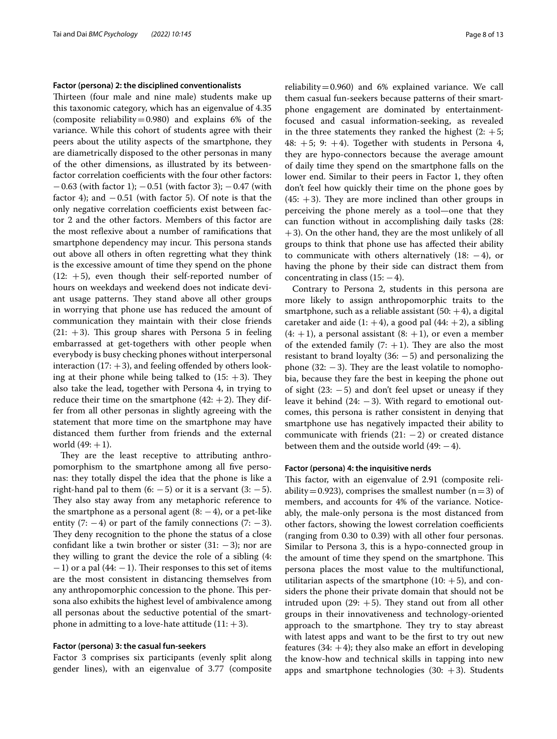### Factor (persona) 2: the disciplined conventionalists

Thirteen (four male and nine male) students make up this taxonomic category, which has an eigenvalue of 4.35 (composite reliability = 0.980) and explains 6% of the variance. While this cohort of students agree with their peers about the utility aspects of the smartphone, they are diametrically disposed to the other personas in many of the other dimensions, as illustrated by its between-factor correlation coefficients with the four other factors: − 0.63 (with factor 1); − 0.51 (with factor 3); − 0.47 (with factor 4); and − 0.51 (with factor 5). Of note is that the only negative correlation coefficients exist between factor 2 and the other factors. Members of this factor are the most reflexive about a number of ramifications that smartphone dependency may incur. This persona stands out above all others in often regretting what they think is the excessive amount of time they spend on the phone (12: + 5), even though their self-reported number of hours on weekdays and weekend does not indicate deviant usage patterns. They stand above all other groups in worrying that phone use has reduced the amount of communication they maintain with their close friends (21: + 3). This group shares with Persona 5 in feeling embarrassed at get-togethers with other people when everybody is busy checking phones without interpersonal interaction (17: + 3), and feeling offended by others looking at their phone while being talked to (15: + 3). They also take the lead, together with Persona 4, in trying to reduce their time on the smartphone (42: + 2). They differ from all other personas in slightly agreeing with the statement that more time on the smartphone may have distanced them further from friends and the external world (49: + 1).

They are the least receptive to attributing anthropomorphism to the smartphone among all five personas: they totally dispel the idea that the phone is like a right-hand pal to them (6: − 5) or it is a servant (3: − 5). They also stay away from any metaphoric reference to the smartphone as a personal agent (8: − 4), or a pet-like entity (7: − 4) or part of the family connections (7: − 3). They deny recognition to the phone the status of a close confidant like a twin brother or sister (31: − 3); nor are they willing to grant the device the role of a sibling (4: − 1) or a pal (44: − 1). Their responses to this set of items are the most consistent in distancing themselves from any anthropomorphic concession to the phone. This persona also exhibits the highest level of ambivalence among all personas about the seductive potential of the smartphone in admitting to a love-hate attitude (11: + 3).

### Factor (persona) 3: the casual fun-seekers

Factor 3 comprises six participants (evenly split along gender lines), with an eigenvalue of 3.77 (composite reliability = 0.960) and 6% explained variance. We call them casual fun-seekers because patterns of their smartphone engagement are dominated by entertainment-focused and casual information-seeking, as revealed in the three statements they ranked the highest (2: + 5; 48: + 5; 9: + 4). Together with students in Persona 4, they are hypo-connectors because the average amount of daily time they spend on the smartphone falls on the lower end. Similar to their peers in Factor 1, they often don't feel how quickly their time on the phone goes by (45: + 3). They are more inclined than other groups in perceiving the phone merely as a tool—one that they can function without in accomplishing daily tasks (28: + 3). On the other hand, they are the most unlikely of all groups to think that phone use has affected their ability to communicate with others alternatively (18: − 4), or having the phone by their side can distract them from concentrating in class (15: − 4).

Contrary to Persona 2, students in this persona are more likely to assign anthropomorphic traits to the smartphone, such as a reliable assistant (50: + 4), a digital caretaker and aide (1: + 4), a good pal (44: + 2), a sibling (4: + 1), a personal assistant (8: + 1), or even a member of the extended family (7: + 1). They are also the most resistant to brand loyalty (36: − 5) and personalizing the phone (32: − 3). They are the least volatile to nomophobia, because they fare the best in keeping the phone out of sight (23: − 5) and don't feel upset or uneasy if they leave it behind (24: − 3). With regard to emotional outcomes, this persona is rather consistent in denying that smartphone use has negatively impacted their ability to communicate with friends (21: − 2) or created distance between them and the outside world (49: − 4).

### Factor (persona) 4: the inquisitive nerds

This factor, with an eigenvalue of 2.91 (composite reliability = 0.923), comprises the smallest number (n = 3) of members, and accounts for 4% of the variance. Noticeably, the male-only persona is the most distanced from other factors, showing the lowest correlation coefficients (ranging from 0.30 to 0.39) with all other four personas. Similar to Persona 3, this is a hypo-connected group in the amount of time they spend on the smartphone. This persona places the most value to the multifunctional, utilitarian aspects of the smartphone (10: + 5), and considers the phone their private domain that should not be intruded upon (29: + 5). They stand out from all other groups in their innovativeness and technology-oriented approach to the smartphone. They try to stay abreast with latest apps and want to be the first to try out new features (34: + 4); they also make an effort in developing the know-how and technical skills in tapping into new apps and smartphone technologies (30: + 3). Students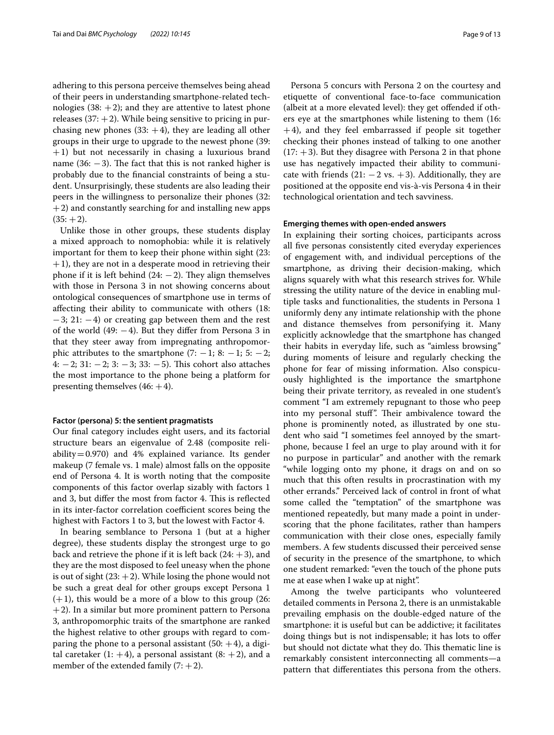adhering to this persona perceive themselves being ahead of their peers in understanding smartphone-related technologies (38: +2); and they are attentive to latest phone releases (37: +2). While being sensitive to pricing in purchasing new phones (33: +4), they are leading all other groups in their urge to upgrade to the newest phone (39: +1) but not necessarily in chasing a luxurious brand name (36: −3). The fact that this is not ranked higher is probably due to the financial constraints of being a student. Unsurprisingly, these students are also leading their peers in the willingness to personalize their phones (32: +2) and constantly searching for and installing new apps (35: +2).

Unlike those in other groups, these students display a mixed approach to nomophobia: while it is relatively important for them to keep their phone within sight (23: +1), they are not in a desperate mood in retrieving their phone if it is left behind (24: −2). They align themselves with those in Persona 3 in not showing concerns about ontological consequences of smartphone use in terms of affecting their ability to communicate with others (18: −3; 21: −4) or creating gap between them and the rest of the world (49: −4). But they differ from Persona 3 in that they steer away from impregnating anthropomorphic attributes to the smartphone (7: −1; 8: −1; 5: −2; 4: −2; 31: −2; 3: −3; 33: −5). This cohort also attaches the most importance to the phone being a platform for presenting themselves (46: +4).

#### Factor (persona) 5: the sentient pragmatists

Our final category includes eight users, and its factorial structure bears an eigenvalue of 2.48 (composite reliability = 0.970) and 4% explained variance. Its gender makeup (7 female vs. 1 male) almost falls on the opposite end of Persona 4. It is worth noting that the composite components of this factor overlap sizably with factors 1 and 3, but differ the most from factor 4. This is reflected in its inter-factor correlation coefficient scores being the highest with Factors 1 to 3, but the lowest with Factor 4.

In bearing semblance to Persona 1 (but at a higher degree), these students display the strongest urge to go back and retrieve the phone if it is left back (24: +3), and they are the most disposed to feel uneasy when the phone is out of sight (23: +2). While losing the phone would not be such a great deal for other groups except Persona 1 (+1), this would be a more of a blow to this group (26: +2). In a similar but more prominent pattern to Persona 3, anthropomorphic traits of the smartphone are ranked the highest relative to other groups with regard to comparing the phone to a personal assistant (50: +4), a digital caretaker (1: +4), a personal assistant (8: +2), and a member of the extended family (7: +2).

Persona 5 concurs with Persona 2 on the courtesy and etiquette of conventional face-to-face communication (albeit at a more elevated level): they get offended if others eye at the smartphones while listening to them (16: +4), and they feel embarrassed if people sit together checking their phones instead of talking to one another (17: +3). But they disagree with Persona 2 in that phone use has negatively impacted their ability to communicate with friends (21: −2 vs. +3). Additionally, they are positioned at the opposite end vis-à-vis Persona 4 in their technological orientation and tech savviness.

#### Emerging themes with open-ended answers

In explaining their sorting choices, participants across all five personas consistently cited everyday experiences of engagement with, and individual perceptions of the smartphone, as driving their decision-making, which aligns squarely with what this research strives for. While stressing the utility nature of the device in enabling multiple tasks and functionalities, the students in Persona 1 uniformly deny any intimate relationship with the phone and distance themselves from personifying it. Many explicitly acknowledge that the smartphone has changed their habits in everyday life, such as "aimless browsing" during moments of leisure and regularly checking the phone for fear of missing information. Also conspicuously highlighted is the importance the smartphone being their private territory, as revealed in one student's comment "I am extremely repugnant to those who peep into my personal stuff". Their ambivalence toward the phone is prominently noted, as illustrated by one student who said "I sometimes feel annoyed by the smartphone, because I feel an urge to play around with it for no purpose in particular" and another with the remark "while logging onto my phone, it drags on and on so much that this often results in procrastination with my other errands." Perceived lack of control in front of what some called the "temptation" of the smartphone was mentioned repeatedly, but many made a point in underscoring that the phone facilitates, rather than hampers communication with their close ones, especially family members. A few students discussed their perceived sense of security in the presence of the smartphone, to which one student remarked: "even the touch of the phone puts me at ease when I wake up at night".

Among the twelve participants who volunteered detailed comments in Persona 2, there is an unmistakable prevailing emphasis on the double-edged nature of the smartphone: it is useful but can be addictive; it facilitates doing things but is not indispensable; it has lots to offer but should not dictate what they do. This thematic line is remarkably consistent interconnecting all comments—a pattern that differentiates this persona from the others.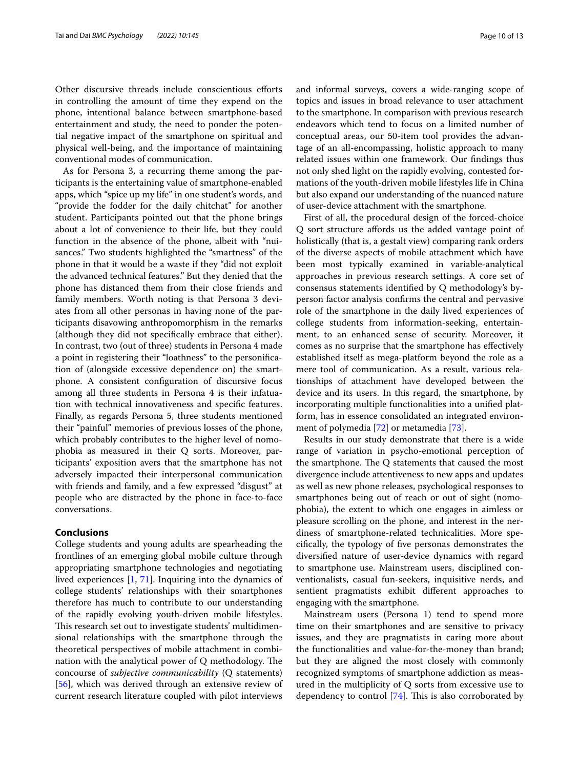Other discursive threads include conscientious efforts in controlling the amount of time they expend on the phone, intentional balance between smartphone-based entertainment and study, the need to ponder the potential negative impact of the smartphone on spiritual and physical well-being, and the importance of maintaining conventional modes of communication.

As for Persona 3, a recurring theme among the participants is the entertaining value of smartphone-enabled apps, which "spice up my life" in one student's words, and "provide the fodder for the daily chitchat" for another student. Participants pointed out that the phone brings about a lot of convenience to their life, but they could function in the absence of the phone, albeit with "nuisances." Two students highlighted the "smartness" of the phone in that it would be a waste if they "did not exploit the advanced technical features." But they denied that the phone has distanced them from their close friends and family members. Worth noting is that Persona 3 deviates from all other personas in having none of the participants disavowing anthropomorphism in the remarks (although they did not specifically embrace that either). In contrast, two (out of three) students in Persona 4 made a point in registering their "loathness" to the personification of (alongside excessive dependence on) the smartphone. A consistent configuration of discursive focus among all three students in Persona 4 is their infatuation with technical innovativeness and specific features. Finally, as regards Persona 5, three students mentioned their "painful" memories of previous losses of the phone, which probably contributes to the higher level of nomophobia as measured in their Q sorts. Moreover, participants' exposition avers that the smartphone has not adversely impacted their interpersonal communication with friends and family, and a few expressed "disgust" at people who are distracted by the phone in face-to-face conversations.

## Conclusions

College students and young adults are spearheading the frontlines of an emerging global mobile culture through appropriating smartphone technologies and negotiating lived experiences [1, 71]. Inquiring into the dynamics of college students' relationships with their smartphones therefore has much to contribute to our understanding of the rapidly evolving youth-driven mobile lifestyles. This research set out to investigate students' multidimensional relationships with the smartphone through the theoretical perspectives of mobile attachment in combination with the analytical power of Q methodology. The concourse of *subjective communicability* (Q statements) [56], which was derived through an extensive review of current research literature coupled with pilot interviews and informal surveys, covers a wide-ranging scope of topics and issues in broad relevance to user attachment to the smartphone. In comparison with previous research endeavors which tend to focus on a limited number of conceptual areas, our 50-item tool provides the advantage of an all-encompassing, holistic approach to many related issues within one framework. Our findings thus not only shed light on the rapidly evolving, contested formations of the youth-driven mobile lifestyles life in China but also expand our understanding of the nuanced nature of user-device attachment with the smartphone.

First of all, the procedural design of the forced-choice Q sort structure affords us the added vantage point of holistically (that is, a gestalt view) comparing rank orders of the diverse aspects of mobile attachment which have been most typically examined in variable-analytical approaches in previous research settings. A core set of consensus statements identified by Q methodology's by-person factor analysis confirms the central and pervasive role of the smartphone in the daily lived experiences of college students from information-seeking, entertainment, to an enhanced sense of security. Moreover, it comes as no surprise that the smartphone has effectively established itself as mega-platform beyond the role as a mere tool of communication. As a result, various relationships of attachment have developed between the device and its users. In this regard, the smartphone, by incorporating multiple functionalities into a unified platform, has in essence consolidated an integrated environment of polymedia [72] or metamedia [73].

Results in our study demonstrate that there is a wide range of variation in psycho-emotional perception of the smartphone. The Q statements that caused the most divergence include attentiveness to new apps and updates as well as new phone releases, psychological responses to smartphones being out of reach or out of sight (nomophobia), the extent to which one engages in aimless or pleasure scrolling on the phone, and interest in the nerdiness of smartphone-related technicalities. More specifically, the typology of five personas demonstrates the diversified nature of user-device dynamics with regard to smartphone use. Mainstream users, disciplined conventionalists, casual fun-seekers, inquisitive nerds, and sentient pragmatists exhibit different approaches to engaging with the smartphone.

Mainstream users (Persona 1) tend to spend more time on their smartphones and are sensitive to privacy issues, and they are pragmatists in caring more about the functionalities and value-for-the-money than brand; but they are aligned the most closely with commonly recognized symptoms of smartphone addiction as measured in the multiplicity of Q sorts from excessive use to dependency to control [74]. This is also corroborated by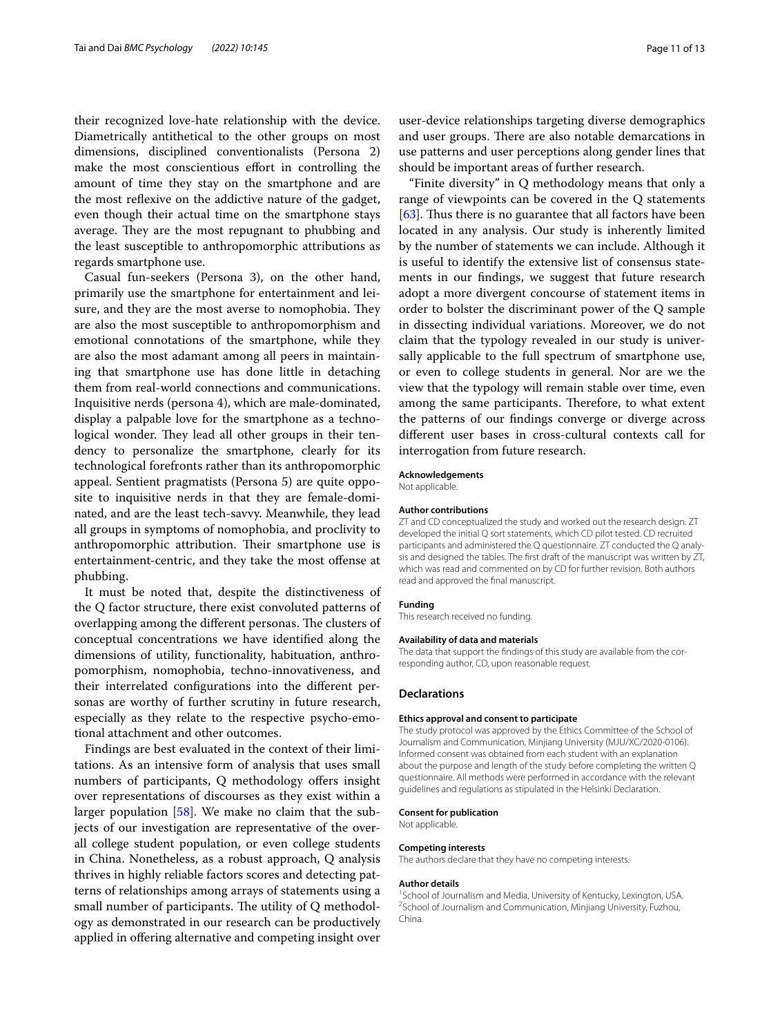their recognized love-hate relationship with the device. Diametrically antithetical to the other groups on most dimensions, disciplined conventionalists (Persona 2) make the most conscientious effort in controlling the amount of time they stay on the smartphone and are the most reflexive on the addictive nature of the gadget, even though their actual time on the smartphone stays average. They are the most repugnant to phubbing and the least susceptible to anthropomorphic attributions as regards smartphone use.

Casual fun-seekers (Persona 3), on the other hand, primarily use the smartphone for entertainment and leisure, and they are the most averse to nomophobia. They are also the most susceptible to anthropomorphism and emotional connotations of the smartphone, while they are also the most adamant among all peers in maintaining that smartphone use has done little in detaching them from real-world connections and communications. Inquisitive nerds (persona 4), which are male-dominated, display a palpable love for the smartphone as a technological wonder. They lead all other groups in their tendency to personalize the smartphone, clearly for its technological forefronts rather than its anthropomorphic appeal. Sentient pragmatists (Persona 5) are quite opposite to inquisitive nerds in that they are female-dominated, and are the least tech-savvy. Meanwhile, they lead all groups in symptoms of nomophobia, and proclivity to anthropomorphic attribution. Their smartphone use is entertainment-centric, and they take the most offense at phubbing.

It must be noted that, despite the distinctiveness of the Q factor structure, there exist convoluted patterns of overlapping among the different personas. The clusters of conceptual concentrations we have identified along the dimensions of utility, functionality, habituation, anthropomorphism, nomophobia, techno-innovativeness, and their interrelated configurations into the different personas are worthy of further scrutiny in future research, especially as they relate to the respective psycho-emotional attachment and other outcomes.

Findings are best evaluated in the context of their limitations. As an intensive form of analysis that uses small numbers of participants, Q methodology offers insight over representations of discourses as they exist within a larger population [58]. We make no claim that the subjects of our investigation are representative of the overall college student population, or even college students in China. Nonetheless, as a robust approach, Q analysis thrives in highly reliable factors scores and detecting patterns of relationships among arrays of statements using a small number of participants. The utility of Q methodology as demonstrated in our research can be productively applied in offering alternative and competing insight over user-device relationships targeting diverse demographics and user groups. There are also notable demarcations in use patterns and user perceptions along gender lines that should be important areas of further research.

"Finite diversity" in Q methodology means that only a range of viewpoints can be covered in the Q statements [63]. Thus there is no guarantee that all factors have been located in any analysis. Our study is inherently limited by the number of statements we can include. Although it is useful to identify the extensive list of consensus statements in our findings, we suggest that future research adopt a more divergent concourse of statement items in order to bolster the discriminant power of the Q sample in dissecting individual variations. Moreover, we do not claim that the typology revealed in our study is universally applicable to the full spectrum of smartphone use, or even to college students in general. Nor are we the view that the typology will remain stable over time, even among the same participants. Therefore, to what extent the patterns of our findings converge or diverge across different user bases in cross-cultural contexts call for interrogation from future research.

**Acknowledgements**
Not applicable.

**Author contributions**
ZT and CD conceptualized the study and worked out the research design. ZT developed the initial Q sort statements, which CD pilot tested. CD recruited participants and administered the Q questionnaire. ZT conducted the Q analysis and designed the tables. The first draft of the manuscript was written by ZT, which was read and commented on by CD for further revision. Both authors read and approved the final manuscript.

**Funding**
This research received no funding.

**Availability of data and materials**
The data that support the findings of this study are available from the corresponding author, CD, upon reasonable request.

## Declarations

**Ethics approval and consent to participate**
The study protocol was approved by the Ethics Committee of the School of Journalism and Communication, Minjiang University (MJU/XC/2020-0106). Informed consent was obtained from each student with an explanation about the purpose and length of the study before completing the written Q questionnaire. All methods were performed in accordance with the relevant guidelines and regulations as stipulated in the Helsinki Declaration.

**Consent for publication**
Not applicable.

**Competing interests**
The authors declare that they have no competing interests.

**Author details**
[1] School of Journalism and Media, University of Kentucky, Lexington, USA. [2] School of Journalism and Communication, Minjiang University, Fuzhou, China.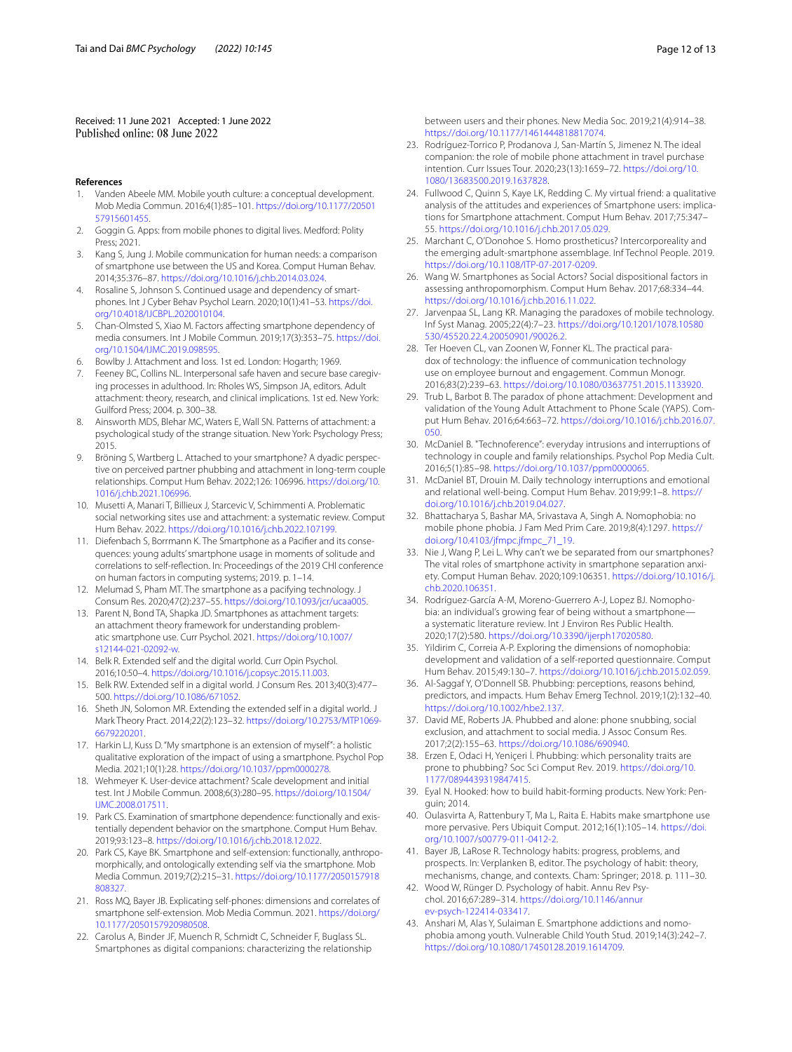Received: 11 June 2021   Accepted: 1 June 2022
Published online: 08 June 2022

## References

1. Vanden Abeele MM. Mobile youth culture: a conceptual development. Mob Media Commun. 2016;4(1):85–101. https://doi.org/10.1177/2050157915601455.
2. Goggin G. Apps: from mobile phones to digital lives. Medford: Polity Press; 2021.
3. Kang S, Jung J. Mobile communication for human needs: a comparison of smartphone use between the US and Korea. Comput Human Behav. 2014;35:376–87. https://doi.org/10.1016/j.chb.2014.03.024.
4. Rosaline S, Johnson S. Continued usage and dependency of smartphones. Int J Cyber Behav Psychol Learn. 2020;10(1):41–53. https://doi.org/10.4018/IJCBPL.2020010104.
5. Chan-Olmsted S, Xiao M. Factors affecting smartphone dependency of media consumers. Int J Mobile Commun. 2019;17(3):353–75. https://doi.org/10.1504/IJMC.2019.098595.
6. Bowlby J. Attachment and loss. 1st ed. London: Hogarth; 1969.
7. Feeney BC, Collins NL. Interpersonal safe haven and secure base caregiving processes in adulthood. In: Rholes WS, Simpson JA, editors. Adult attachment: theory, research, and clinical implications. 1st ed. New York: Guilford Press; 2004. p. 300–38.
8. Ainsworth MDS, Blehar MC, Waters E, Wall SN. Patterns of attachment: a psychological study of the strange situation. New York: Psychology Press; 2015.
9. Bröning S, Wartberg L. Attached to your smartphone? A dyadic perspective on perceived partner phubbing and attachment in long-term couple relationships. Comput Hum Behav. 2022;126: 106996. https://doi.org/10.1016/j.chb.2021.106996.
10. Musetti A, Manari T, Billieux J, Starcevic V, Schimmenti A. Problematic social networking sites use and attachment: a systematic review. Comput Hum Behav. 2022. https://doi.org/10.1016/j.chb.2022.107199.
11. Diefenbach S, Borrmann K. The Smartphone as a Pacifier and its consequences: young adults' smartphone usage in moments of solitude and correlations to self-reflection. In: Proceedings of the 2019 CHI conference on human factors in computing systems; 2019. p. 1–14.
12. Melumad S, Pham MT. The smartphone as a pacifying technology. J Consum Res. 2020;47(2):237–55. https://doi.org/10.1093/jcr/ucaa005.
13. Parent N, Bond TA, Shapka JD. Smartphones as attachment targets: an attachment theory framework for understanding problematic smartphone use. Curr Psychol. 2021. https://doi.org/10.1007/s12144-021-02092-w.
14. Belk R. Extended self and the digital world. Curr Opin Psychol. 2016;10:50–4. https://doi.org/10.1016/j.copsyc.2015.11.003.
15. Belk RW. Extended self in a digital world. J Consum Res. 2013;40(3):477–500. https://doi.org/10.1086/671052.
16. Sheth JN, Solomon MR. Extending the extended self in a digital world. J Mark Theory Pract. 2014;22(2):123–32. https://doi.org/10.2753/MTP1069-6679220201.
17. Harkin LJ, Kuss D. "My smartphone is an extension of myself": a holistic qualitative exploration of the impact of using a smartphone. Psychol Pop Media. 2021;10(1):28. https://doi.org/10.1037/ppm0000278.
18. Wehmeyer K. User-device attachment? Scale development and initial test. Int J Mobile Commun. 2008;6(3):280–95. https://doi.org/10.1504/IJMC.2008.017511.
19. Park CS. Examination of smartphone dependence: functionally and existentially dependent behavior on the smartphone. Comput Hum Behav. 2019;93:123–8. https://doi.org/10.1016/j.chb.2018.12.022.
20. Park CS, Kaye BK. Smartphone and self-extension: functionally, anthropomorphically, and ontologically extending self via the smartphone. Mob Media Commun. 2019;7(2):215–31. https://doi.org/10.1177/2050157918808327.
21. Ross MQ, Bayer JB. Explicating self-phones: dimensions and correlates of smartphone self-extension. Mob Media Commun. 2021. https://doi.org/10.1177/2050157920980508.
22. Carolus A, Binder JF, Muench R, Schmidt C, Schneider F, Buglass SL. Smartphones as digital companions: characterizing the relationship between users and their phones. New Media Soc. 2019;21(4):914–38. https://doi.org/10.1177/1461444818817074.
23. Rodríguez-Torrico P, Prodanova J, San-Martín S, Jimenez N. The ideal companion: the role of mobile phone attachment in travel purchase intention. Curr Issues Tour. 2020;23(13):1659–72. https://doi.org/10.1080/13683500.2019.1637828.
24. Fullwood C, Quinn S, Kaye LK, Redding C. My virtual friend: a qualitative analysis of the attitudes and experiences of Smartphone users: implications for Smartphone attachment. Comput Hum Behav. 2017;75:347–55. https://doi.org/10.1016/j.chb.2017.05.029.
25. Marchant C, O'Donohoe S. Homo prostheticus? Intercorporeality and the emerging adult-smartphone assemblage. Inf Technol People. 2019. https://doi.org/10.1108/ITP-07-2017-0209.
26. Wang W. Smartphones as Social Actors? Social dispositional factors in assessing anthropomorphism. Comput Hum Behav. 2017;68:334–44. https://doi.org/10.1016/j.chb.2016.11.022.
27. Jarvenpaa SL, Lang KR. Managing the paradoxes of mobile technology. Inf Syst Manag. 2005;22(4):7–23. https://doi.org/10.1201/1078.10580530/45520.22.4.20050901/90026.2.
28. Ter Hoeven CL, van Zoonen W, Fonner KL. The practical paradox of technology: the influence of communication technology use on employee burnout and engagement. Commun Monogr. 2016;83(2):239–63. https://doi.org/10.1080/03637751.2015.1133920.
29. Trub L, Barbot B. The paradox of phone attachment: Development and validation of the Young Adult Attachment to Phone Scale (YAPS). Comput Hum Behav. 2016;64:663–72. https://doi.org/10.1016/j.chb.2016.07.050.
30. McDaniel B. "Technoference": everyday intrusions and interruptions of technology in couple and family relationships. Psychol Pop Media Cult. 2016;5(1):85–98. https://doi.org/10.1037/ppm0000065.
31. McDaniel BT, Drouin M. Daily technology interruptions and emotional and relational well-being. Comput Hum Behav. 2019;99:1–8. https://doi.org/10.1016/j.chb.2019.04.027.
32. Bhattacharya S, Bashar MA, Srivastava A, Singh A. Nomophobia: no mobile phone phobia. J Fam Med Prim Care. 2019;8(4):1297. https://doi.org/10.4103/jfmpc.jfmpc_71_19.
33. Nie J, Wang P, Lei L. Why can't we be separated from our smartphones? The vital roles of smartphone activity in smartphone separation anxiety. Comput Human Behav. 2020;109:106351. https://doi.org/10.1016/j.chb.2020.106351.
34. Rodríguez-García A-M, Moreno-Guerrero A-J, Lopez BJ. Nomophobia: an individual's growing fear of being without a smartphone—a systematic literature review. Int J Environ Res Public Health. 2020;17(2):580. https://doi.org/10.3390/ijerph17020580.
35. Yildirim C, Correia A-P. Exploring the dimensions of nomophobia: development and validation of a self-reported questionnaire. Comput Hum Behav. 2015;49:130–7. https://doi.org/10.1016/j.chb.2015.02.059.
36. Al-Saggaf Y, O'Donnell SB. Phubbing: perceptions, reasons behind, predictors, and impacts. Hum Behav Emerg Technol. 2019;1(2):132–40. https://doi.org/10.1002/hbe2.137.
37. David ME, Roberts JA. Phubbed and alone: phone snubbing, social exclusion, and attachment to social media. J Assoc Consum Res. 2017;2(2):155–63. https://doi.org/10.1086/690940.
38. Erzen E, Odaci H, Yeniçeri İ. Phubbing: which personality traits are prone to phubbing? Soc Sci Comput Rev. 2019. https://doi.org/10.1177/0894439319847415.
39. Eyal N. Hooked: how to build habit-forming products. New York: Penguin; 2014.
40. Oulasvirta A, Rattenbury T, Ma L, Raita E. Habits make smartphone use more pervasive. Pers Ubiquit Comput. 2012;16(1):105–14. https://doi.org/10.1007/s00779-011-0412-2.
41. Bayer JB, LaRose R. Technology habits: progress, problems, and prospects. In: Verplanken B, editor. The psychology of habit: theory, mechanisms, change, and contexts. Cham: Springer; 2018. p. 111–30.
42. Wood W, Rünger D. Psychology of habit. Annu Rev Psychol. 2016;67:289–314. https://doi.org/10.1146/annurev-psych-122414-033417.
43. Anshari M, Alas Y, Sulaiman E. Smartphone addictions and nomophobia among youth. Vulnerable Child Youth Stud. 2019;14(3):242–7. https://doi.org/10.1080/17450128.2019.1614709.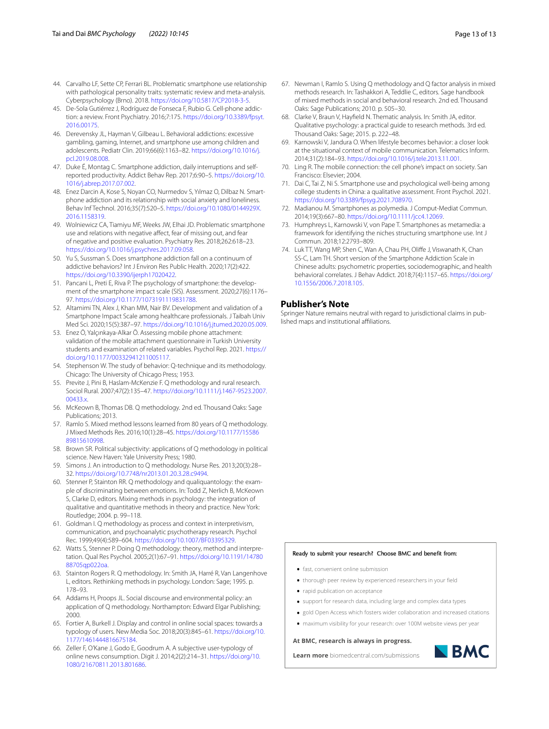44. Carvalho LF, Sette CP, Ferrari BL. Problematic smartphone use relationship with pathological personality traits: systematic review and meta-analysis. Cyberpsychology (Brno). 2018. https://doi.org/10.5817/CP2018-3-5.
45. De-Sola Gutiérrez J, Rodríguez de Fonseca F, Rubio G. Cell-phone addiction: a review. Front Psychiatry. 2016;7:175. https://doi.org/10.3389/fpsyt.2016.00175.
46. Derevensky JL, Hayman V, Gilbeau L. Behavioral addictions: excessive gambling, gaming, Internet, and smartphone use among children and adolescents. Pediatr Clin. 2019;66(6):1163–82. https://doi.org/10.1016/j.pcl.2019.08.008.
47. Duke É, Montag C. Smartphone addiction, daily interruptions and self-reported productivity. Addict Behav Rep. 2017;6:90–5. https://doi.org/10.1016/j.abrep.2017.07.002.
48. Enez Darcin A, Kose S, Noyan CO, Nurmedov S, Yılmaz O, Dilbaz N. Smartphone addiction and its relationship with social anxiety and loneliness. Behav Inf Technol. 2016;35(7):520–5. https://doi.org/10.1080/0144929X.2016.1158319.
49. Wolniewicz CA, Tiamiyu MF, Weeks JW, Elhai JD. Problematic smartphone use and relations with negative affect, fear of missing out, and fear of negative and positive evaluation. Psychiatry Res. 2018;262:618–23. https://doi.org/10.1016/j.psychres.2017.09.058.
50. Yu S, Sussman S. Does smartphone addiction fall on a continuum of addictive behaviors? Int J Environ Res Public Health. 2020;17(2):422. https://doi.org/10.3390/ijerph17020422.
51. Pancani L, Preti E, Riva P. The psychology of smartphone: the development of the smartphone impact scale (SIS). Assessment. 2020;27(6):1176–97. https://doi.org/10.1177/1073191119831788.
52. Altamimi TN, Alex J, Khan MM, Nair BV. Development and validation of a Smartphone Impact Scale among healthcare professionals. J Taibah Univ Med Sci. 2020;15(5):387–97. https://doi.org/10.1016/j.jtumed.2020.05.009.
53. Enez Ö, Yalçınkaya-Alkar Ö. Assessing mobile phone attachment: validation of the mobile attachment questionnaire in Turkish University students and examination of related variables. Psychol Rep. 2021. https://doi.org/10.1177/00332941211005117.
54. Stephenson W. The study of behavior: Q-technique and its methodology. Chicago: The University of Chicago Press; 1953.
55. Previte J, Pini B, Haslam-McKenzie F. Q methodology and rural research. Sociol Rural. 2007;47(2):135–47. https://doi.org/10.1111/j.1467-9523.2007.00433.x.
56. McKeown B, Thomas DB. Q methodology. 2nd ed. Thousand Oaks: Sage Publications; 2013.
57. Ramlo S. Mixed method lessons learned from 80 years of Q methodology. J Mixed Methods Res. 2016;10(1):28–45. https://doi.org/10.1177/1558689815610998.
58. Brown SR. Political subjectivity: applications of Q methodology in political science. New Haven: Yale University Press; 1980.
59. Simons J. An introduction to Q methodology. Nurse Res. 2013;20(3):28–32. https://doi.org/10.7748/nr2013.01.20.3.28.c9494.
60. Stenner P, Stainton RR. Q methodology and qualiquantology: the example of discriminating between emotions. In: Todd Z, Nerlich B, McKeown S, Clarke D, editors. Mixing methods in psychology: the integration of qualitative and quantitative methods in theory and practice. New York: Routledge; 2004. p. 99–118.
61. Goldman I. Q methodology as process and context in interpretivism, communication, and psychoanalytic psychotherapy research. Psychol Rec. 1999;49(4):589–604. https://doi.org/10.1007/BF03395329.
62. Watts S, Stenner P. Doing Q methodology: theory, method and interpretation. Qual Res Psychol. 2005;2(1):67–91. https://doi.org/10.1191/1478088705qp022oa.
63. Stainton Rogers R. Q methodology. In: Smith JA, Harré R, Van Langenhove L, editors. Rethinking methods in psychology. London: Sage; 1995. p. 178–93.
64. Addams H, Proops JL. Social discourse and environmental policy: an application of Q methodology. Northampton: Edward Elgar Publishing; 2000.
65. Fortier A, Burkell J. Display and control in online social spaces: towards a typology of users. New Media Soc. 2018;20(3):845–61. https://doi.org/10.1177/1461444816675184.
66. Zeller F, O'Kane J, Godo E, Goodrum A. A subjective user-typology of online news consumption. Digit J. 2014;2(2):214–31. https://doi.org/10.1080/21670811.2013.801686.
67. Newman I, Ramlo S. Using Q methodology and Q factor analysis in mixed methods research. In: Tashakkori A, Teddlie C, editors. Sage handbook of mixed methods in social and behavioral research. 2nd ed. Thousand Oaks: Sage Publications; 2010. p. 505–30.
68. Clarke V, Braun V, Hayfield N. Thematic analysis. In: Smith JA, editor. Qualitative psychology: a practical guide to research methods. 3rd ed. Thousand Oaks: Sage; 2015. p. 222–48.
69. Karnowski V, Jandura O. When lifestyle becomes behavior: a closer look at the situational context of mobile communication. Telematics Inform. 2014;31(2):184–93. https://doi.org/10.1016/j.tele.2013.11.001.
70. Ling R. The mobile connection: the cell phone's impact on society. San Francisco: Elsevier; 2004.
71. Dai C, Tai Z, Ni S. Smartphone use and psychological well-being among college students in China: a qualitative assessment. Front Psychol. 2021. https://doi.org/10.3389/fpsyg.2021.708970.
72. Madianou M. Smartphones as polymedia. J Comput-Mediat Commun. 2014;19(3):667–80. https://doi.org/10.1111/jcc4.12069.
73. Humphreys L, Karnowski V, von Pape T. Smartphones as metamedia: a framework for identifying the niches structuring smartphone use. Int J Commun. 2018;12:2793–809.
74. Luk TT, Wang MP, Shen C, Wan A, Chau PH, Oliffe J, Viswanath K, Chan SS-C, Lam TH. Short version of the Smartphone Addiction Scale in Chinese adults: psychometric properties, sociodemographic, and health behavioral correlates. J Behav Addict. 2018;7(4):1157–65. https://doi.org/10.1556/2006.7.2018.105.

## Publisher's Note

Springer Nature remains neutral with regard to jurisdictional claims in published maps and institutional affiliations.

Ready to submit your research? Choose BMC and benefit from:

- fast, convenient online submission
- thorough peer review by experienced researchers in your field
- rapid publication on acceptance
- support for research data, including large and complex data types
- gold Open Access which fosters wider collaboration and increased citations
- maximum visibility for your research: over 100M website views per year

**At BMC, research is always in progress.**

**Learn more** biomedcentral.com/submissions